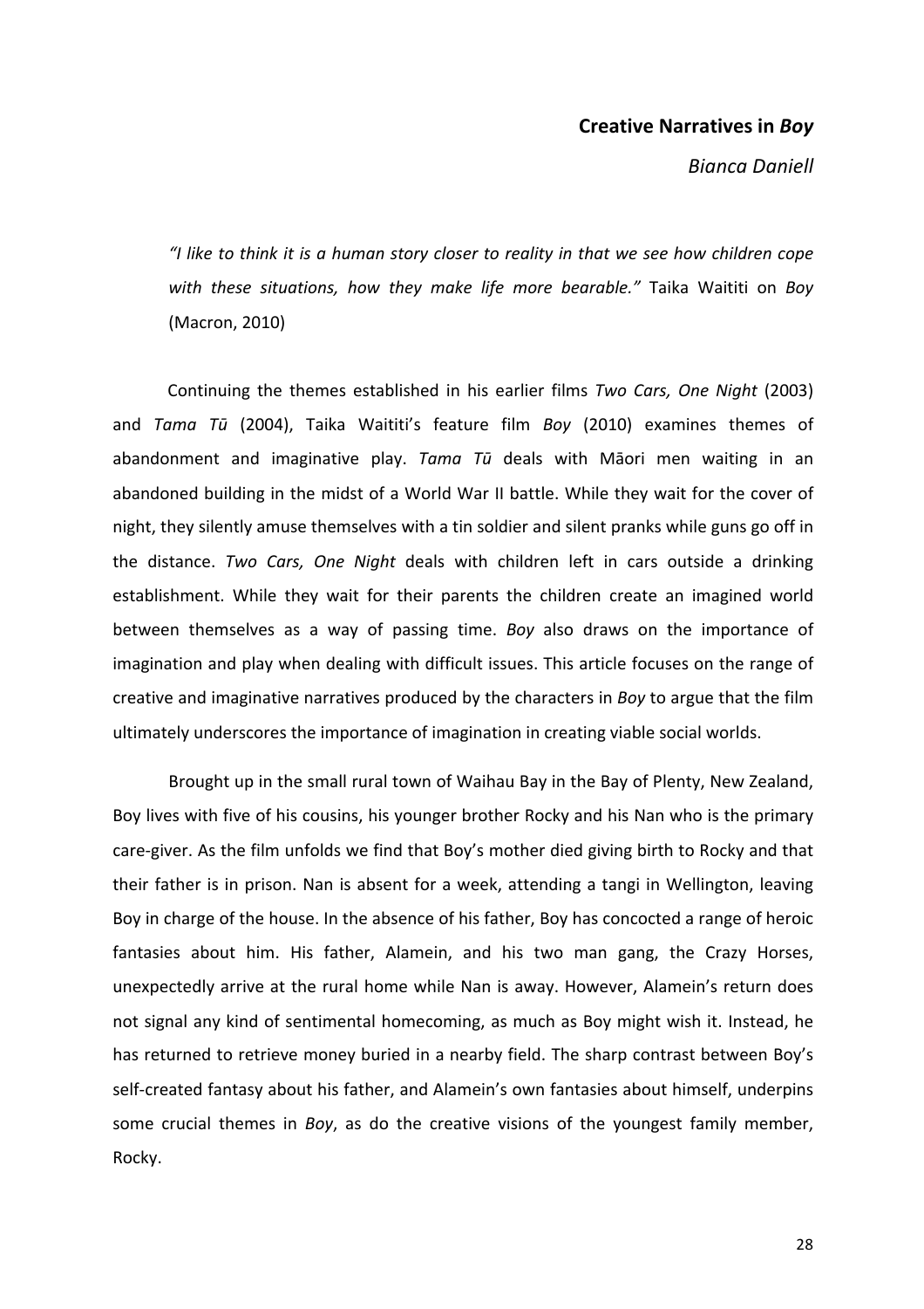# **Creative Narratives in *Boy***

*Bianca Daniell*

> *"I like to think it is a human story closer to reality in that we see how children cope with these situations, how they make life more bearable."* Taika Waititi on *Boy* (Macron, 2010)

Continuing the themes established in his earlier films *Two Cars, One Night* (2003) and *Tama Tū* (2004), Taika Waititi's feature film *Boy* (2010) examines themes of abandonment and imaginative play. *Tama Tū* deals with Māori men waiting in an abandoned building in the midst of a World War II battle. While they wait for the cover of night, they silently amuse themselves with a tin soldier and silent pranks while guns go off in the distance. *Two Cars, One Night* deals with children left in cars outside a drinking establishment. While they wait for their parents the children create an imagined world between themselves as a way of passing time. *Boy* also draws on the importance of imagination and play when dealing with difficult issues. This article focuses on the range of creative and imaginative narratives produced by the characters in *Boy* to argue that the film ultimately underscores the importance of imagination in creating viable social worlds.

Brought up in the small rural town of Waihau Bay in the Bay of Plenty, New Zealand, Boy lives with five of his cousins, his younger brother Rocky and his Nan who is the primary care-giver. As the film unfolds we find that Boy's mother died giving birth to Rocky and that their father is in prison. Nan is absent for a week, attending a tangi in Wellington, leaving Boy in charge of the house. In the absence of his father, Boy has concocted a range of heroic fantasies about him. His father, Alamein, and his two man gang, the Crazy Horses, unexpectedly arrive at the rural home while Nan is away. However, Alamein's return does not signal any kind of sentimental homecoming, as much as Boy might wish it. Instead, he has returned to retrieve money buried in a nearby field. The sharp contrast between Boy's self-created fantasy about his father, and Alamein's own fantasies about himself, underpins some crucial themes in *Boy*, as do the creative visions of the youngest family member, Rocky.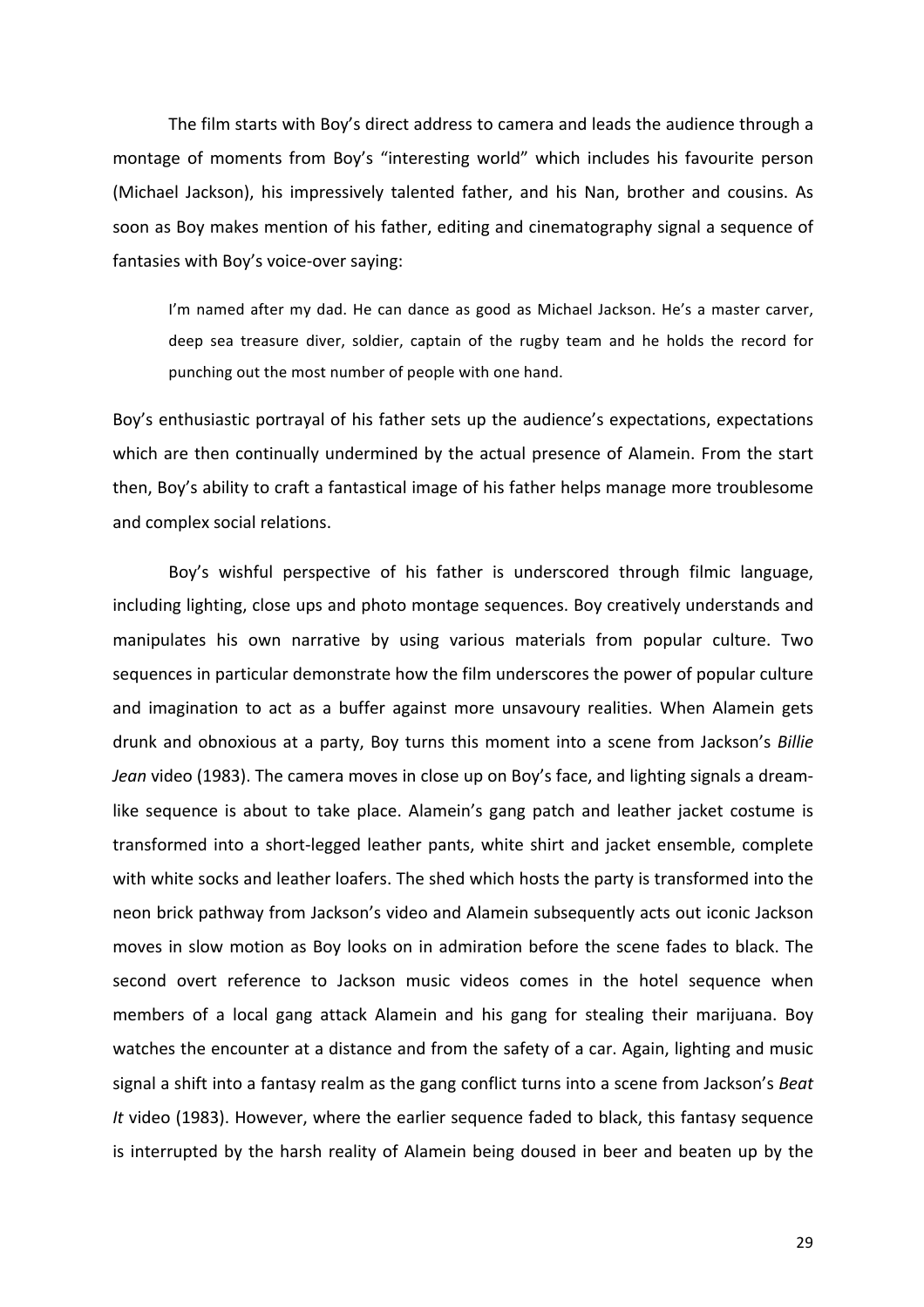The film starts with Boy's direct address to camera and leads the audience through a montage of moments from Boy's "interesting world" which includes his favourite person (Michael Jackson), his impressively talented father, and his Nan, brother and cousins. As soon as Boy makes mention of his father, editing and cinematography signal a sequence of fantasies with Boy's voice-over saying:

> I'm named after my dad. He can dance as good as Michael Jackson. He's a master carver, deep sea treasure diver, soldier, captain of the rugby team and he holds the record for punching out the most number of people with one hand.

Boy's enthusiastic portrayal of his father sets up the audience's expectations, expectations which are then continually undermined by the actual presence of Alamein. From the start then, Boy's ability to craft a fantastical image of his father helps manage more troublesome and complex social relations.

Boy's wishful perspective of his father is underscored through filmic language, including lighting, close ups and photo montage sequences. Boy creatively understands and manipulates his own narrative by using various materials from popular culture. Two sequences in particular demonstrate how the film underscores the power of popular culture and imagination to act as a buffer against more unsavoury realities. When Alamein gets drunk and obnoxious at a party, Boy turns this moment into a scene from Jackson's *Billie Jean* video (1983). The camera moves in close up on Boy's face, and lighting signals a dream-like sequence is about to take place. Alamein's gang patch and leather jacket costume is transformed into a short-legged leather pants, white shirt and jacket ensemble, complete with white socks and leather loafers. The shed which hosts the party is transformed into the neon brick pathway from Jackson's video and Alamein subsequently acts out iconic Jackson moves in slow motion as Boy looks on in admiration before the scene fades to black. The second overt reference to Jackson music videos comes in the hotel sequence when members of a local gang attack Alamein and his gang for stealing their marijuana. Boy watches the encounter at a distance and from the safety of a car. Again, lighting and music signal a shift into a fantasy realm as the gang conflict turns into a scene from Jackson's *Beat It* video (1983). However, where the earlier sequence faded to black, this fantasy sequence is interrupted by the harsh reality of Alamein being doused in beer and beaten up by the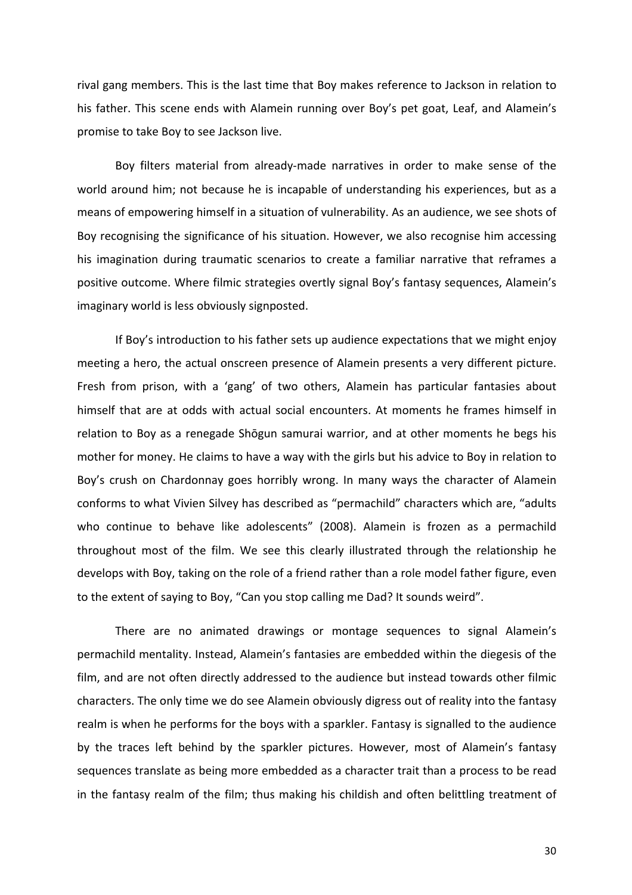rival gang members. This is the last time that Boy makes reference to Jackson in relation to his father. This scene ends with Alamein running over Boy's pet goat, Leaf, and Alamein's promise to take Boy to see Jackson live.

Boy filters material from already-made narratives in order to make sense of the world around him; not because he is incapable of understanding his experiences, but as a means of empowering himself in a situation of vulnerability. As an audience, we see shots of Boy recognising the significance of his situation. However, we also recognise him accessing his imagination during traumatic scenarios to create a familiar narrative that reframes a positive outcome. Where filmic strategies overtly signal Boy's fantasy sequences, Alamein's imaginary world is less obviously signposted.

If Boy's introduction to his father sets up audience expectations that we might enjoy meeting a hero, the actual onscreen presence of Alamein presents a very different picture. Fresh from prison, with a 'gang' of two others, Alamein has particular fantasies about himself that are at odds with actual social encounters. At moments he frames himself in relation to Boy as a renegade Shōgun samurai warrior, and at other moments he begs his mother for money. He claims to have a way with the girls but his advice to Boy in relation to Boy's crush on Chardonnay goes horribly wrong. In many ways the character of Alamein conforms to what Vivien Silvey has described as "permachild" characters which are, "adults who continue to behave like adolescents" (2008). Alamein is frozen as a permachild throughout most of the film. We see this clearly illustrated through the relationship he develops with Boy, taking on the role of a friend rather than a role model father figure, even to the extent of saying to Boy, "Can you stop calling me Dad? It sounds weird".

There are no animated drawings or montage sequences to signal Alamein's permachild mentality. Instead, Alamein's fantasies are embedded within the diegesis of the film, and are not often directly addressed to the audience but instead towards other filmic characters. The only time we do see Alamein obviously digress out of reality into the fantasy realm is when he performs for the boys with a sparkler. Fantasy is signalled to the audience by the traces left behind by the sparkler pictures. However, most of Alamein's fantasy sequences translate as being more embedded as a character trait than a process to be read in the fantasy realm of the film; thus making his childish and often belittling treatment of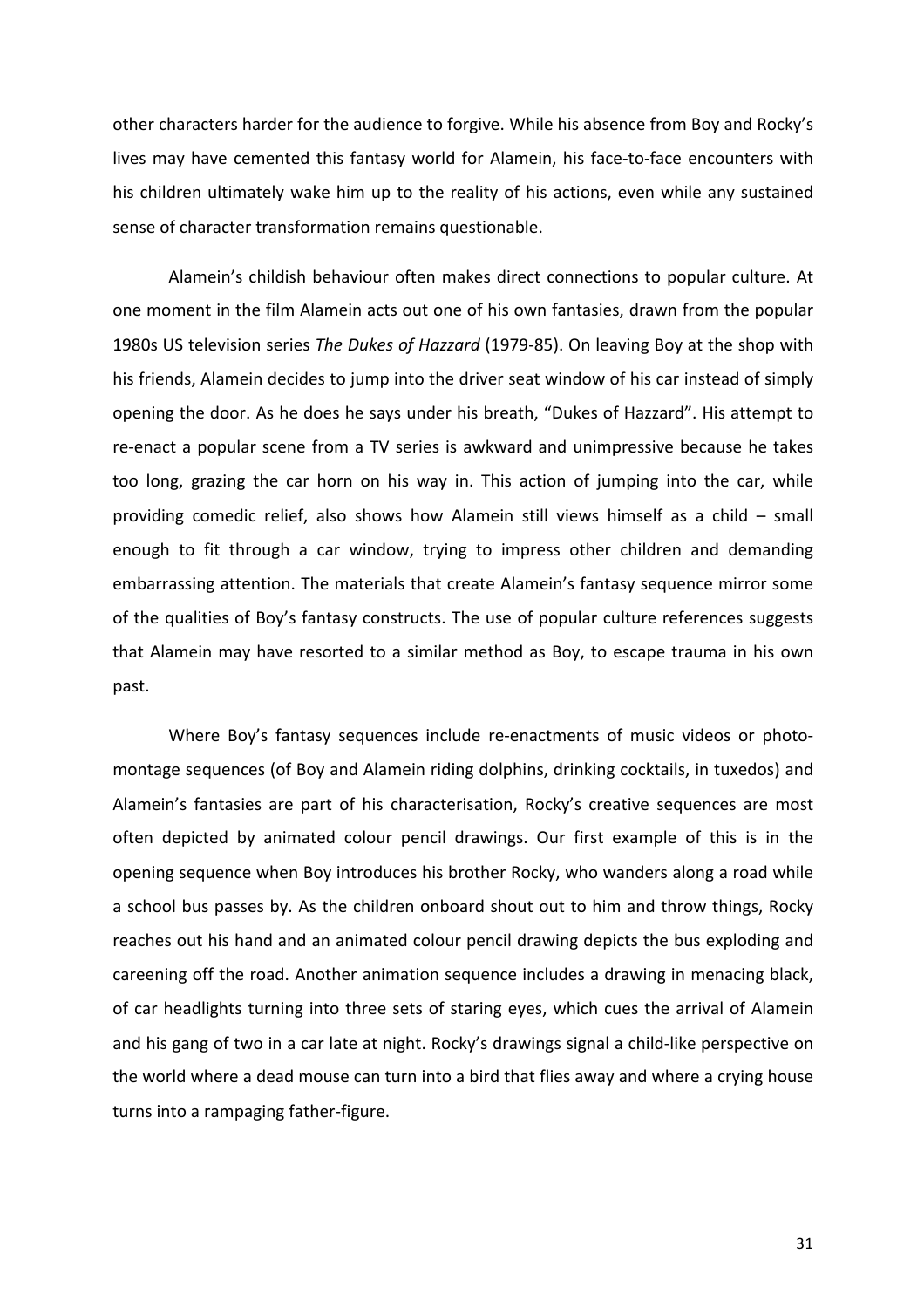other characters harder for the audience to forgive. While his absence from Boy and Rocky's lives may have cemented this fantasy world for Alamein, his face-to-face encounters with his children ultimately wake him up to the reality of his actions, even while any sustained sense of character transformation remains questionable.

Alamein's childish behaviour often makes direct connections to popular culture. At one moment in the film Alamein acts out one of his own fantasies, drawn from the popular 1980s US television series *The Dukes of Hazzard* (1979-85). On leaving Boy at the shop with his friends, Alamein decides to jump into the driver seat window of his car instead of simply opening the door. As he does he says under his breath, "Dukes of Hazzard". His attempt to re-enact a popular scene from a TV series is awkward and unimpressive because he takes too long, grazing the car horn on his way in. This action of jumping into the car, while providing comedic relief, also shows how Alamein still views himself as a child – small enough to fit through a car window, trying to impress other children and demanding embarrassing attention. The materials that create Alamein's fantasy sequence mirror some of the qualities of Boy's fantasy constructs. The use of popular culture references suggests that Alamein may have resorted to a similar method as Boy, to escape trauma in his own past.

Where Boy's fantasy sequences include re-enactments of music videos or photo-montage sequences (of Boy and Alamein riding dolphins, drinking cocktails, in tuxedos) and Alamein's fantasies are part of his characterisation, Rocky's creative sequences are most often depicted by animated colour pencil drawings. Our first example of this is in the opening sequence when Boy introduces his brother Rocky, who wanders along a road while a school bus passes by. As the children onboard shout out to him and throw things, Rocky reaches out his hand and an animated colour pencil drawing depicts the bus exploding and careening off the road. Another animation sequence includes a drawing in menacing black, of car headlights turning into three sets of staring eyes, which cues the arrival of Alamein and his gang of two in a car late at night. Rocky's drawings signal a child-like perspective on the world where a dead mouse can turn into a bird that flies away and where a crying house turns into a rampaging father-figure.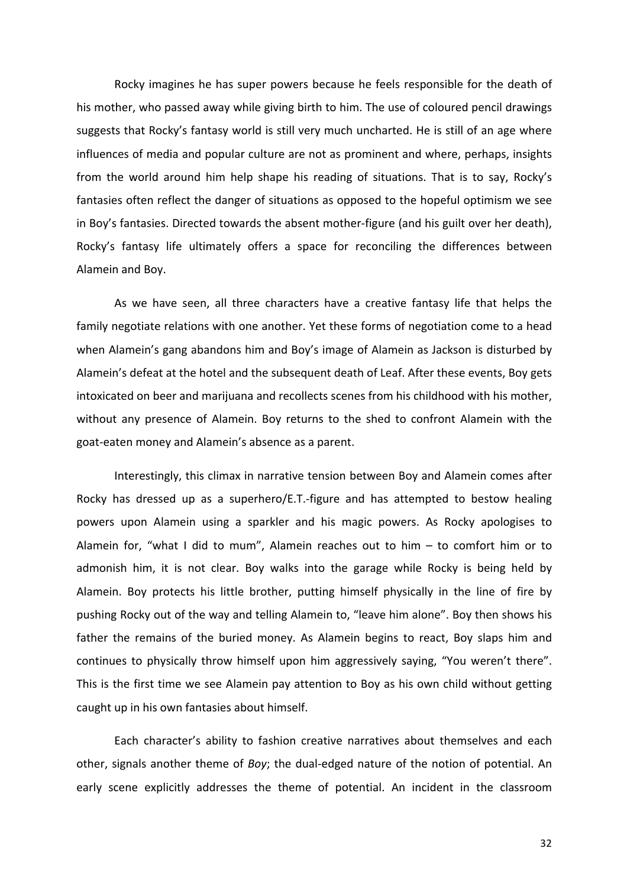Rocky imagines he has super powers because he feels responsible for the death of his mother, who passed away while giving birth to him. The use of coloured pencil drawings suggests that Rocky's fantasy world is still very much uncharted. He is still of an age where influences of media and popular culture are not as prominent and where, perhaps, insights from the world around him help shape his reading of situations. That is to say, Rocky's fantasies often reflect the danger of situations as opposed to the hopeful optimism we see in Boy's fantasies. Directed towards the absent mother-figure (and his guilt over her death), Rocky's fantasy life ultimately offers a space for reconciling the differences between Alamein and Boy.

As we have seen, all three characters have a creative fantasy life that helps the family negotiate relations with one another. Yet these forms of negotiation come to a head when Alamein's gang abandons him and Boy's image of Alamein as Jackson is disturbed by Alamein's defeat at the hotel and the subsequent death of Leaf. After these events, Boy gets intoxicated on beer and marijuana and recollects scenes from his childhood with his mother, without any presence of Alamein. Boy returns to the shed to confront Alamein with the goat-eaten money and Alamein's absence as a parent.

Interestingly, this climax in narrative tension between Boy and Alamein comes after Rocky has dressed up as a superhero/E.T.-figure and has attempted to bestow healing powers upon Alamein using a sparkler and his magic powers. As Rocky apologises to Alamein for, "what I did to mum", Alamein reaches out to him – to comfort him or to admonish him, it is not clear. Boy walks into the garage while Rocky is being held by Alamein. Boy protects his little brother, putting himself physically in the line of fire by pushing Rocky out of the way and telling Alamein to, "leave him alone". Boy then shows his father the remains of the buried money. As Alamein begins to react, Boy slaps him and continues to physically throw himself upon him aggressively saying, "You weren't there". This is the first time we see Alamein pay attention to Boy as his own child without getting caught up in his own fantasies about himself.

Each character's ability to fashion creative narratives about themselves and each other, signals another theme of *Boy*; the dual-edged nature of the notion of potential. An early scene explicitly addresses the theme of potential. An incident in the classroom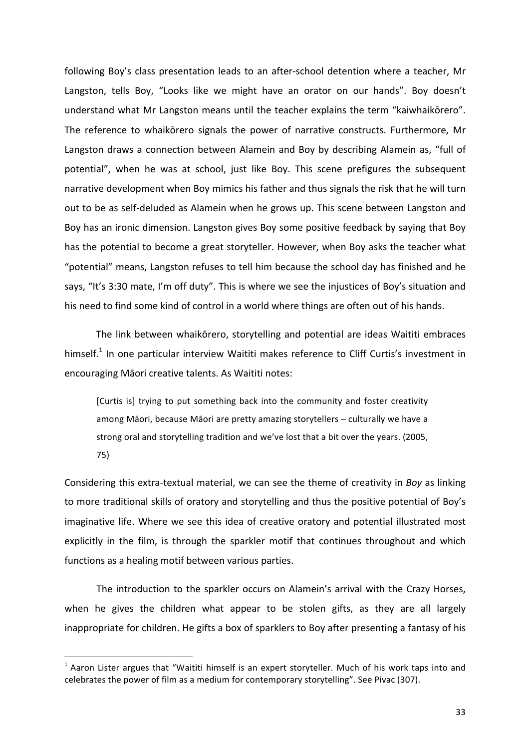following Boy's class presentation leads to an after-school detention where a teacher, Mr Langston, tells Boy, "Looks like we might have an orator on our hands". Boy doesn't understand what Mr Langston means until the teacher explains the term "kaiwhaikōrero". The reference to whaikōrero signals the power of narrative constructs. Furthermore, Mr Langston draws a connection between Alamein and Boy by describing Alamein as, "full of potential", when he was at school, just like Boy. This scene prefigures the subsequent narrative development when Boy mimics his father and thus signals the risk that he will turn out to be as self-deluded as Alamein when he grows up. This scene between Langston and Boy has an ironic dimension. Langston gives Boy some positive feedback by saying that Boy has the potential to become a great storyteller. However, when Boy asks the teacher what "potential" means, Langston refuses to tell him because the school day has finished and he says, "It's 3:30 mate, I'm off duty". This is where we see the injustices of Boy's situation and his need to find some kind of control in a world where things are often out of his hands.

The link between whaikōrero, storytelling and potential are ideas Waititi embraces himself.[1] In one particular interview Waititi makes reference to Cliff Curtis's investment in encouraging Māori creative talents. As Waititi notes:

> [Curtis is] trying to put something back into the community and foster creativity among Māori, because Māori are pretty amazing storytellers – culturally we have a strong oral and storytelling tradition and we've lost that a bit over the years. (2005, 75)

Considering this extra-textual material, we can see the theme of creativity in *Boy* as linking to more traditional skills of oratory and storytelling and thus the positive potential of Boy's imaginative life. Where we see this idea of creative oratory and potential illustrated most explicitly in the film, is through the sparkler motif that continues throughout and which functions as a healing motif between various parties.

The introduction to the sparkler occurs on Alamein's arrival with the Crazy Horses, when he gives the children what appear to be stolen gifts, as they are all largely inappropriate for children. He gifts a box of sparklers to Boy after presenting a fantasy of his

---

[1] Aaron Lister argues that "Waititi himself is an expert storyteller. Much of his work taps into and celebrates the power of film as a medium for contemporary storytelling". See Pivac (307).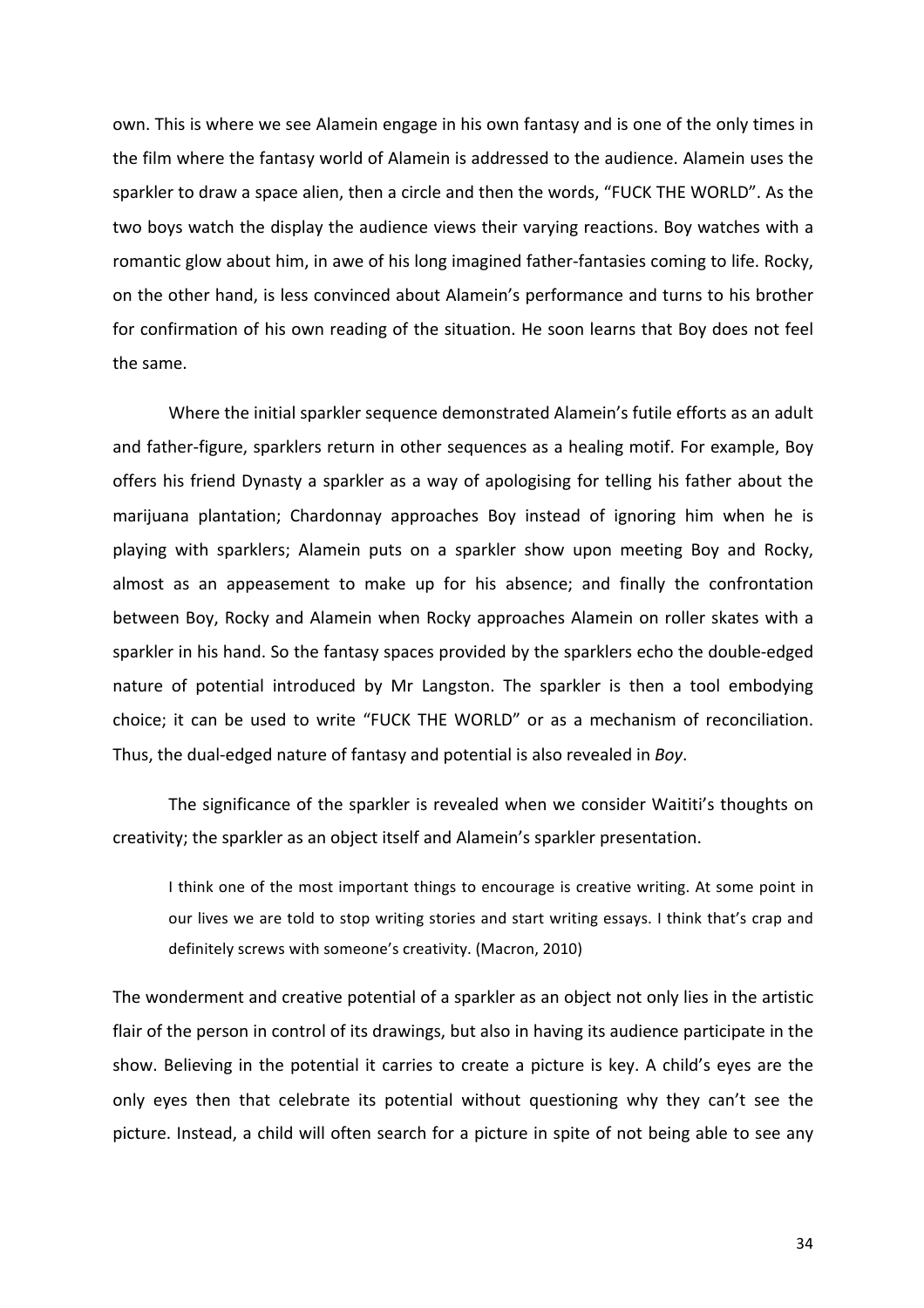own. This is where we see Alamein engage in his own fantasy and is one of the only times in the film where the fantasy world of Alamein is addressed to the audience. Alamein uses the sparkler to draw a space alien, then a circle and then the words, "FUCK THE WORLD". As the two boys watch the display the audience views their varying reactions. Boy watches with a romantic glow about him, in awe of his long imagined father-fantasies coming to life. Rocky, on the other hand, is less convinced about Alamein's performance and turns to his brother for confirmation of his own reading of the situation. He soon learns that Boy does not feel the same.

Where the initial sparkler sequence demonstrated Alamein's futile efforts as an adult and father-figure, sparklers return in other sequences as a healing motif. For example, Boy offers his friend Dynasty a sparkler as a way of apologising for telling his father about the marijuana plantation; Chardonnay approaches Boy instead of ignoring him when he is playing with sparklers; Alamein puts on a sparkler show upon meeting Boy and Rocky, almost as an appeasement to make up for his absence; and finally the confrontation between Boy, Rocky and Alamein when Rocky approaches Alamein on roller skates with a sparkler in his hand. So the fantasy spaces provided by the sparklers echo the double-edged nature of potential introduced by Mr Langston. The sparkler is then a tool embodying choice; it can be used to write "FUCK THE WORLD" or as a mechanism of reconciliation. Thus, the dual-edged nature of fantasy and potential is also revealed in *Boy*.

The significance of the sparkler is revealed when we consider Waititi's thoughts on creativity; the sparkler as an object itself and Alamein's sparkler presentation.

> I think one of the most important things to encourage is creative writing. At some point in our lives we are told to stop writing stories and start writing essays. I think that's crap and definitely screws with someone's creativity. (Macron, 2010)

The wonderment and creative potential of a sparkler as an object not only lies in the artistic flair of the person in control of its drawings, but also in having its audience participate in the show. Believing in the potential it carries to create a picture is key. A child's eyes are the only eyes then that celebrate its potential without questioning why they can't see the picture. Instead, a child will often search for a picture in spite of not being able to see any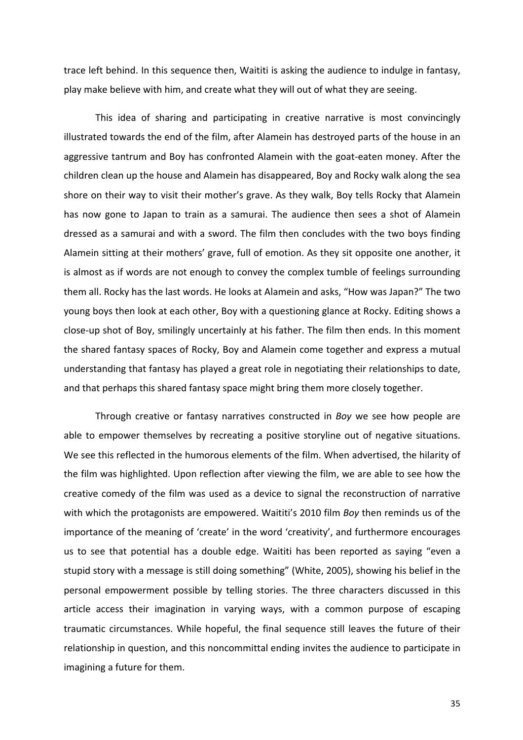trace left behind. In this sequence then, Waititi is asking the audience to indulge in fantasy, play make believe with him, and create what they will out of what they are seeing.

This idea of sharing and participating in creative narrative is most convincingly illustrated towards the end of the film, after Alamein has destroyed parts of the house in an aggressive tantrum and Boy has confronted Alamein with the goat-eaten money. After the children clean up the house and Alamein has disappeared, Boy and Rocky walk along the sea shore on their way to visit their mother's grave. As they walk, Boy tells Rocky that Alamein has now gone to Japan to train as a samurai. The audience then sees a shot of Alamein dressed as a samurai and with a sword. The film then concludes with the two boys finding Alamein sitting at their mothers' grave, full of emotion. As they sit opposite one another, it is almost as if words are not enough to convey the complex tumble of feelings surrounding them all. Rocky has the last words. He looks at Alamein and asks, "How was Japan?" The two young boys then look at each other, Boy with a questioning glance at Rocky. Editing shows a close-up shot of Boy, smilingly uncertainly at his father. The film then ends. In this moment the shared fantasy spaces of Rocky, Boy and Alamein come together and express a mutual understanding that fantasy has played a great role in negotiating their relationships to date, and that perhaps this shared fantasy space might bring them more closely together.

Through creative or fantasy narratives constructed in *Boy* we see how people are able to empower themselves by recreating a positive storyline out of negative situations. We see this reflected in the humorous elements of the film. When advertised, the hilarity of the film was highlighted. Upon reflection after viewing the film, we are able to see how the creative comedy of the film was used as a device to signal the reconstruction of narrative with which the protagonists are empowered. Waititi's 2010 film *Boy* then reminds us of the importance of the meaning of 'create' in the word 'creativity', and furthermore encourages us to see that potential has a double edge. Waititi has been reported as saying "even a stupid story with a message is still doing something" (White, 2005), showing his belief in the personal empowerment possible by telling stories. The three characters discussed in this article access their imagination in varying ways, with a common purpose of escaping traumatic circumstances. While hopeful, the final sequence still leaves the future of their relationship in question, and this noncommittal ending invites the audience to participate in imagining a future for them.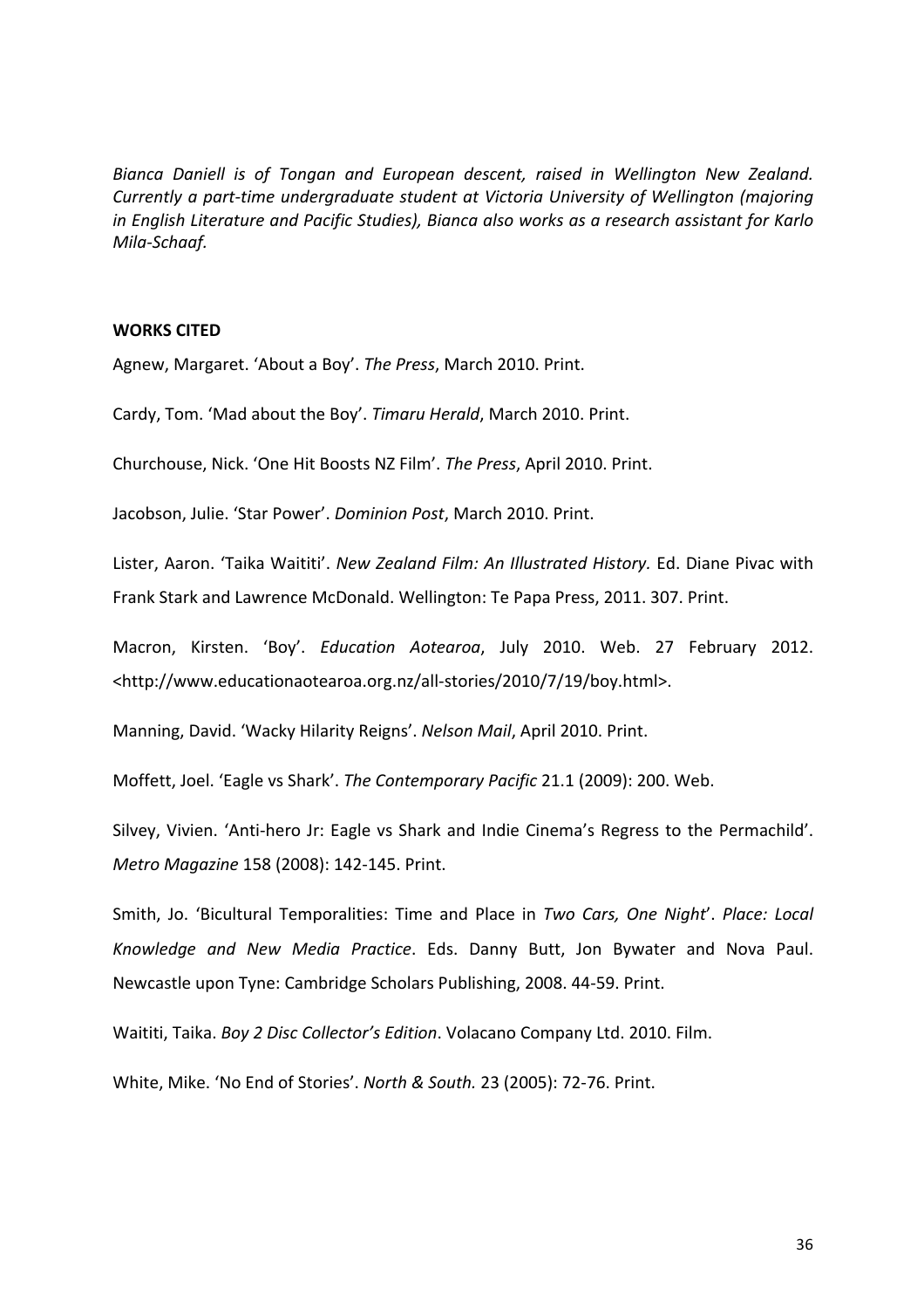*Bianca Daniell is of Tongan and European descent, raised in Wellington New Zealand. Currently a part-time undergraduate student at Victoria University of Wellington (majoring in English Literature and Pacific Studies), Bianca also works as a research assistant for Karlo Mila-Schaaf.*

**WORKS CITED**

Agnew, Margaret. 'About a Boy'. *The Press*, March 2010. Print.

Cardy, Tom. 'Mad about the Boy'. *Timaru Herald*, March 2010. Print.

Churchouse, Nick. 'One Hit Boosts NZ Film'. *The Press*, April 2010. Print.

Jacobson, Julie. 'Star Power'. *Dominion Post*, March 2010. Print.

Lister, Aaron. 'Taika Waititi'. *New Zealand Film: An Illustrated History.* Ed. Diane Pivac with Frank Stark and Lawrence McDonald. Wellington: Te Papa Press, 2011. 307. Print.

Macron, Kirsten. 'Boy'. *Education Aotearoa*, July 2010. Web. 27 February 2012. <http://www.educationaotearoa.org.nz/all-stories/2010/7/19/boy.html>.

Manning, David. 'Wacky Hilarity Reigns'. *Nelson Mail*, April 2010. Print.

Moffett, Joel. 'Eagle vs Shark'. *The Contemporary Pacific* 21.1 (2009): 200. Web.

Silvey, Vivien. 'Anti-hero Jr: Eagle vs Shark and Indie Cinema's Regress to the Permachild'. *Metro Magazine* 158 (2008): 142-145. Print.

Smith, Jo. 'Bicultural Temporalities: Time and Place in *Two Cars, One Night*'. *Place: Local Knowledge and New Media Practice*. Eds. Danny Butt, Jon Bywater and Nova Paul. Newcastle upon Tyne: Cambridge Scholars Publishing, 2008. 44-59. Print.

Waititi, Taika. *Boy 2 Disc Collector's Edition*. Volacano Company Ltd. 2010. Film.

White, Mike. 'No End of Stories'. *North & South.* 23 (2005): 72-76. Print.